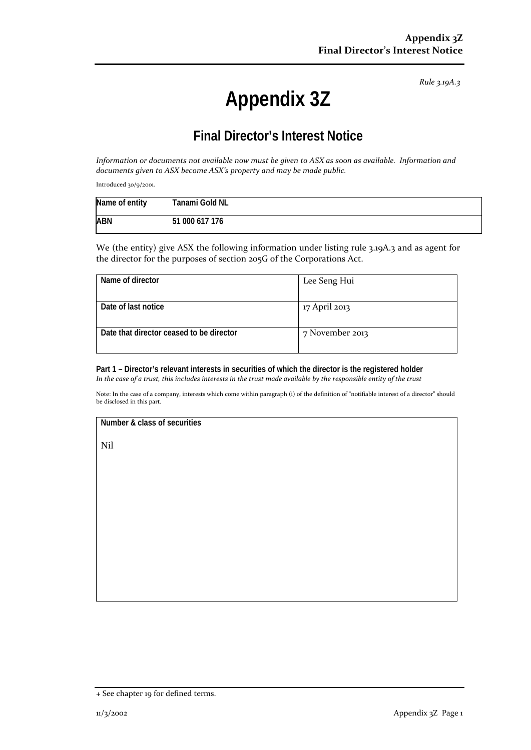*Rule 3.19A.3*

# Appendix 3Z

## Final Director's Interest Notice

*Information or documents not available now must be given to ASX as soon as available. Information and documents given to ASX become ASX's property and may be made public.*

Introduced 30/9/2001.

| | |
|---|---|
| **Name of entity** | **Tanami Gold NL** |
| **ABN** | **51 000 617 176** |

We (the entity) give ASX the following information under listing rule 3.19A.3 and as agent for the director for the purposes of section 205G of the Corporations Act.

| | |
|---|---|
| **Name of director** | Lee Seng Hui |
| **Date of last notice** | 17 April 2013 |
| **Date that director ceased to be director** | 7 November 2013 |

**Part 1 – Director's relevant interests in securities of which the director is the registered holder**
*In the case of a trust, this includes interests in the trust made available by the responsible entity of the trust*

Note: In the case of a company, interests which come within paragraph (i) of the definition of "notifiable interest of a director" should be disclosed in this part.

| **Number & class of securities** |
|---|
| Nil |

+ See chapter 19 for defined terms.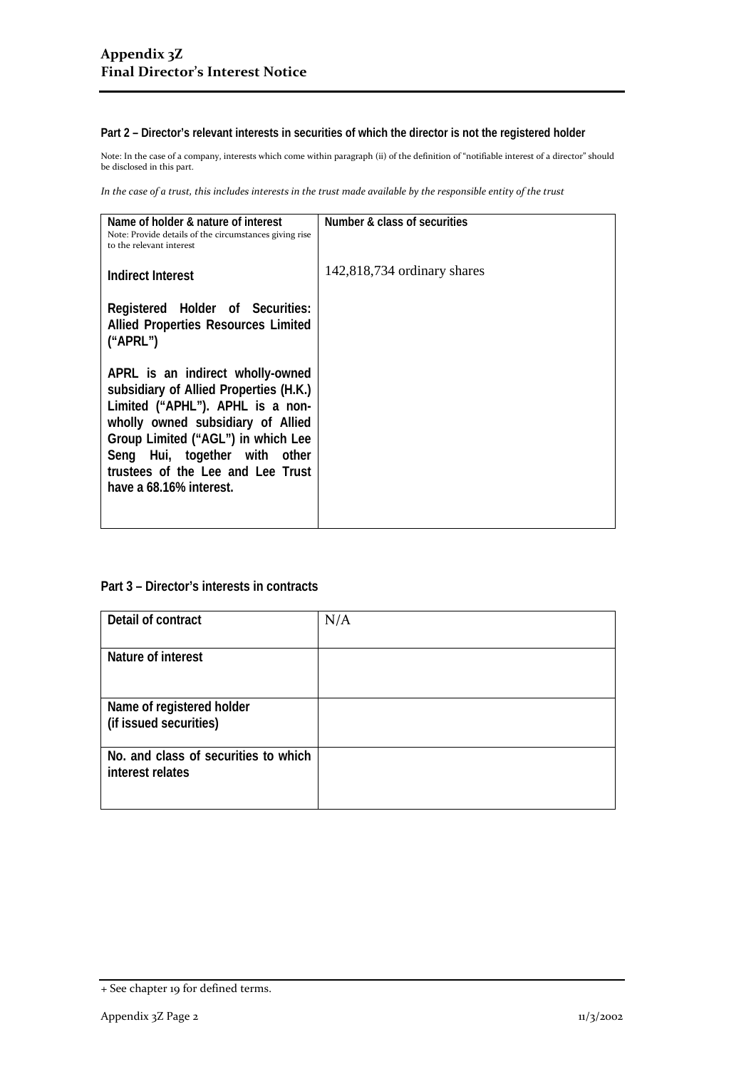## Part 2 – Director's relevant interests in securities of which the director is not the registered holder

Note: In the case of a company, interests which come within paragraph (ii) of the definition of "notifiable interest of a director" should be disclosed in this part.

*In the case of a trust, this includes interests in the trust made available by the responsible entity of the trust*

| Name of holder & nature of interest<br>Note: Provide details of the circumstances giving rise to the relevant interest | Number & class of securities |
|---|---|
| **Indirect Interest**<br><br>**Registered Holder of Securities: Allied Properties Resources Limited ("APRL")**<br><br>**APRL is an indirect wholly-owned subsidiary of Allied Properties (H.K.) Limited ("APHL"). APHL is a non-wholly owned subsidiary of Allied Group Limited ("AGL") in which Lee Seng Hui, together with other trustees of the Lee and Lee Trust have a 68.16% interest.** | 142,818,734 ordinary shares |

## Part 3 – Director's interests in contracts

| | |
|---|---|
| Detail of contract | N/A |
| Nature of interest | |
| Name of registered holder (if issued securities) | |
| No. and class of securities to which interest relates | |

+ See chapter 19 for defined terms.